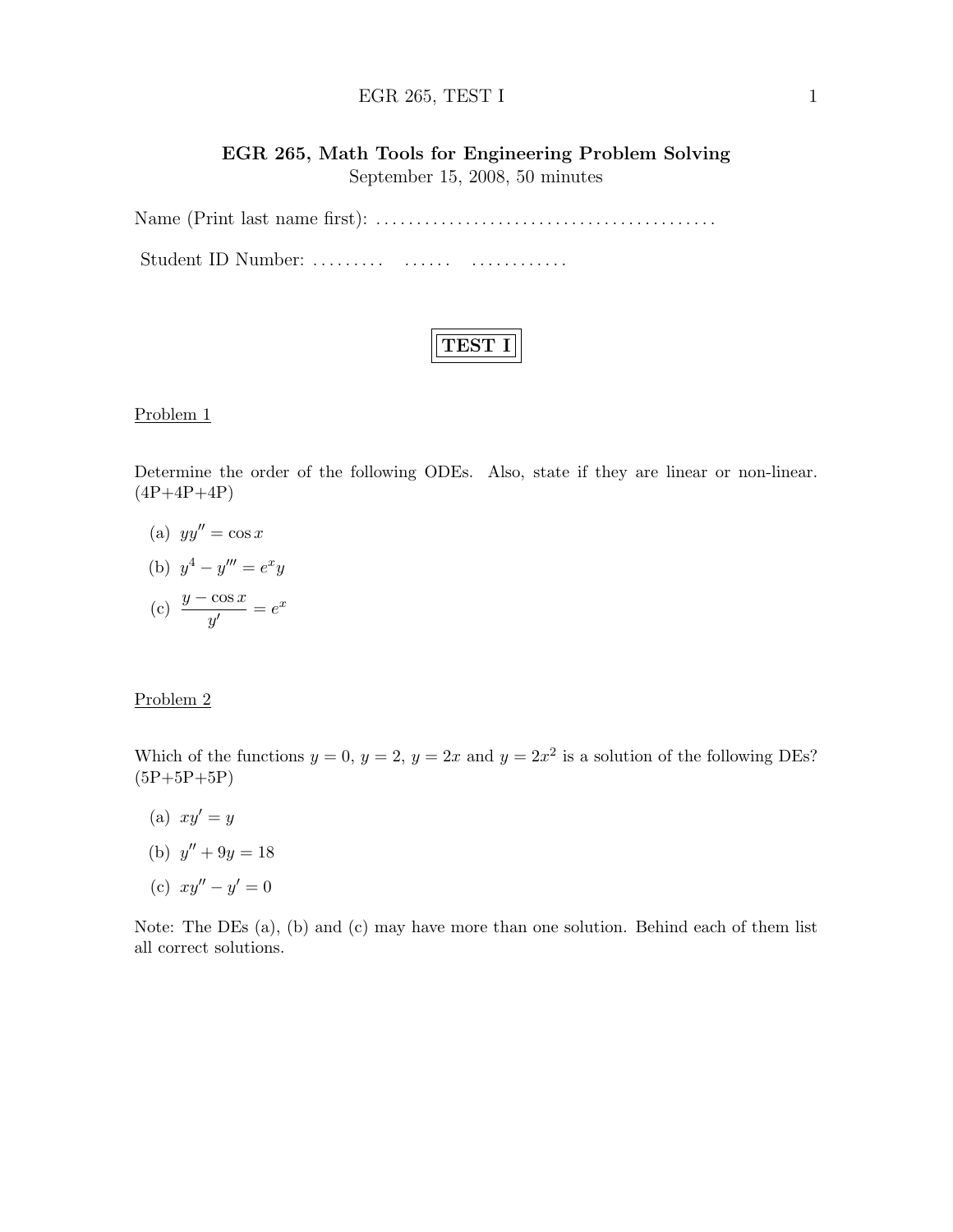# EGR 265, Math Tools for Engineering Problem Solving

September 15, 2008, 50 minutes

Name (Print last name first): ..........................................

Student ID Number: ......... ...... ............

**TEST I**

## Problem 1

Determine the order of the following ODEs. Also, state if they are linear or non-linear. (4P+4P+4P)

(a) $yy'' = \cos x$

(b) $y^4 - y''' = e^x y$

(c) $\dfrac{y - \cos x}{y'} = e^x$

## Problem 2

Which of the functions $y = 0$, $y = 2$, $y = 2x$ and $y = 2x^2$ is a solution of the following DEs? (5P+5P+5P)

(a) $xy' = y$

(b) $y'' + 9y = 18$

(c) $xy'' - y' = 0$

Note: The DEs (a), (b) and (c) may have more than one solution. Behind each of them list all correct solutions.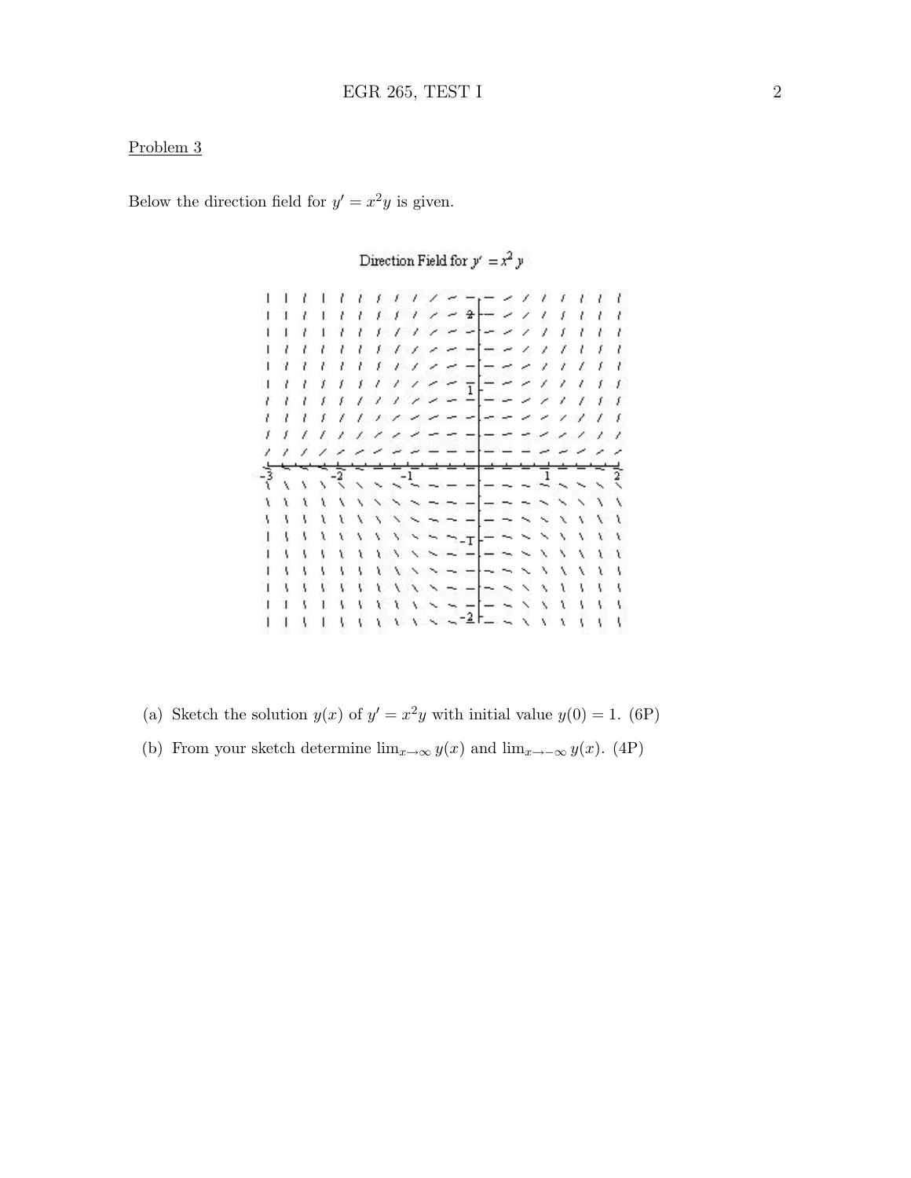## Problem 3

Below the direction field for $y' = x^2 y$ is given.

(a) Sketch the solution $y(x)$ of $y' = x^2 y$ with initial value $y(0) = 1$. (6P)

(b) From your sketch determine $\lim_{x\to\infty} y(x)$ and $\lim_{x\to-\infty} y(x)$. (4P)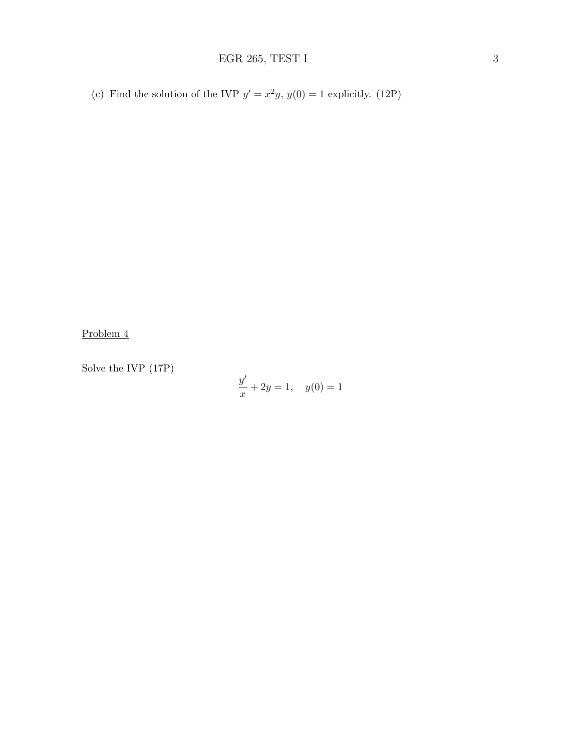(c) Find the solution of the IVP $y' = x^2 y$, $y(0) = 1$ explicitly. (12P)

Problem 4

Solve the IVP (17P)

$$\frac{y'}{x} + 2y = 1, \quad y(0) = 1$$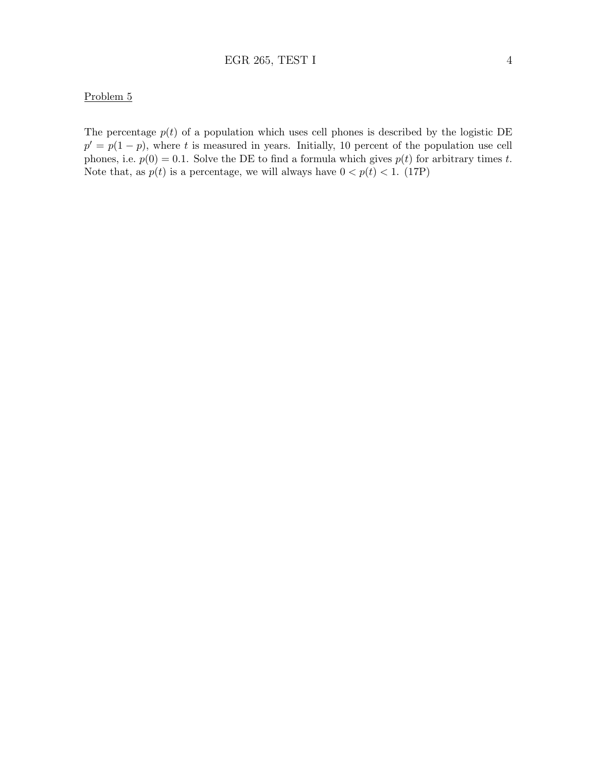Problem 5

The percentage $p(t)$ of a population which uses cell phones is described by the logistic DE $p' = p(1 - p)$, where $t$ is measured in years. Initially, 10 percent of the population use cell phones, i.e. $p(0) = 0.1$. Solve the DE to find a formula which gives $p(t)$ for arbitrary times $t$. Note that, as $p(t)$ is a percentage, we will always have $0 < p(t) < 1$. (17P)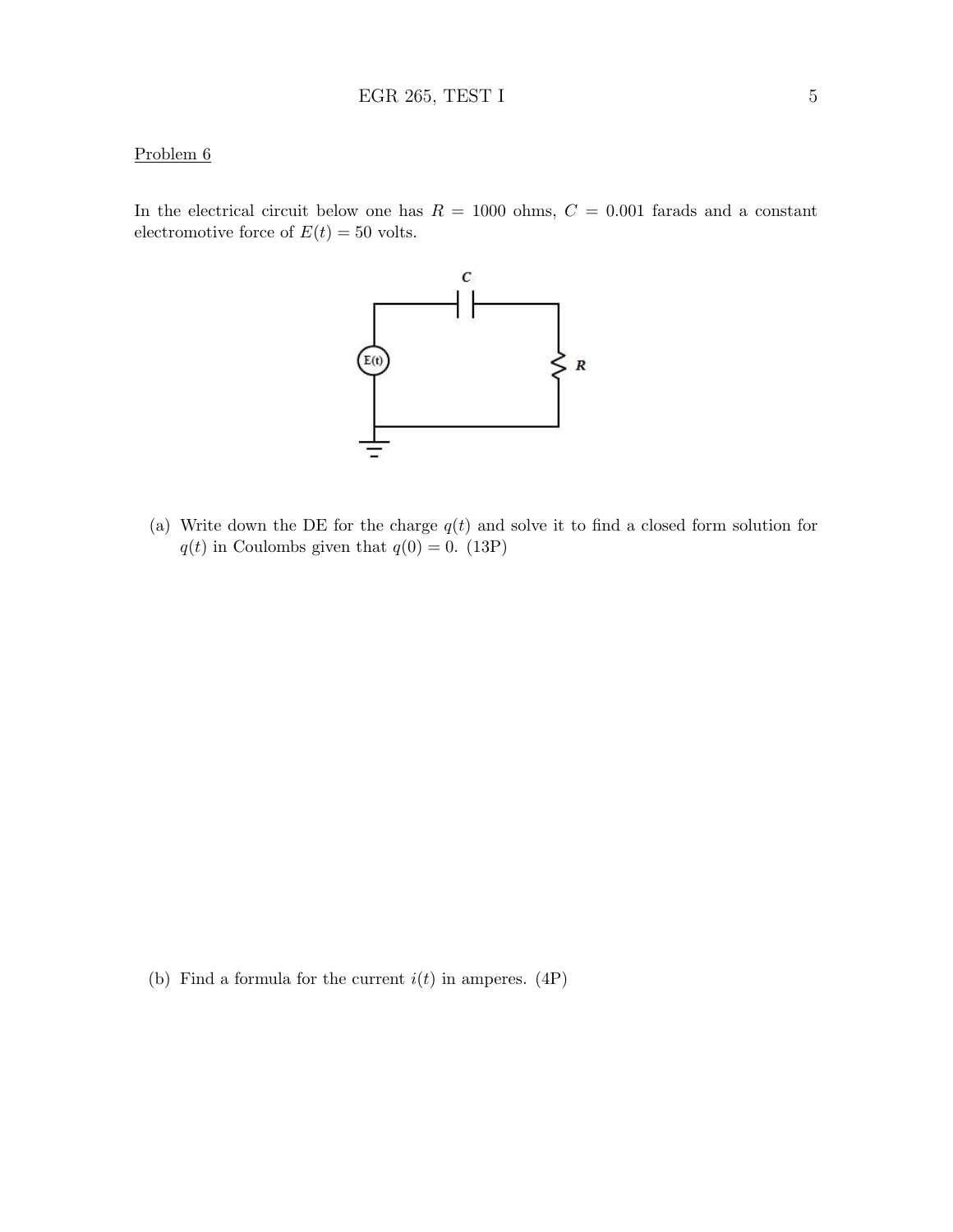Problem 6

In the electrical circuit below one has $R = 1000$ ohms, $C = 0.001$ farads and a constant electromotive force of $E(t) = 50$ volts.

C

E(t)

R

(a) Write down the DE for the charge $q(t)$ and solve it to find a closed form solution for $q(t)$ in Coulombs given that $q(0) = 0$. (13P)

(b) Find a formula for the current $i(t)$ in amperes. (4P)